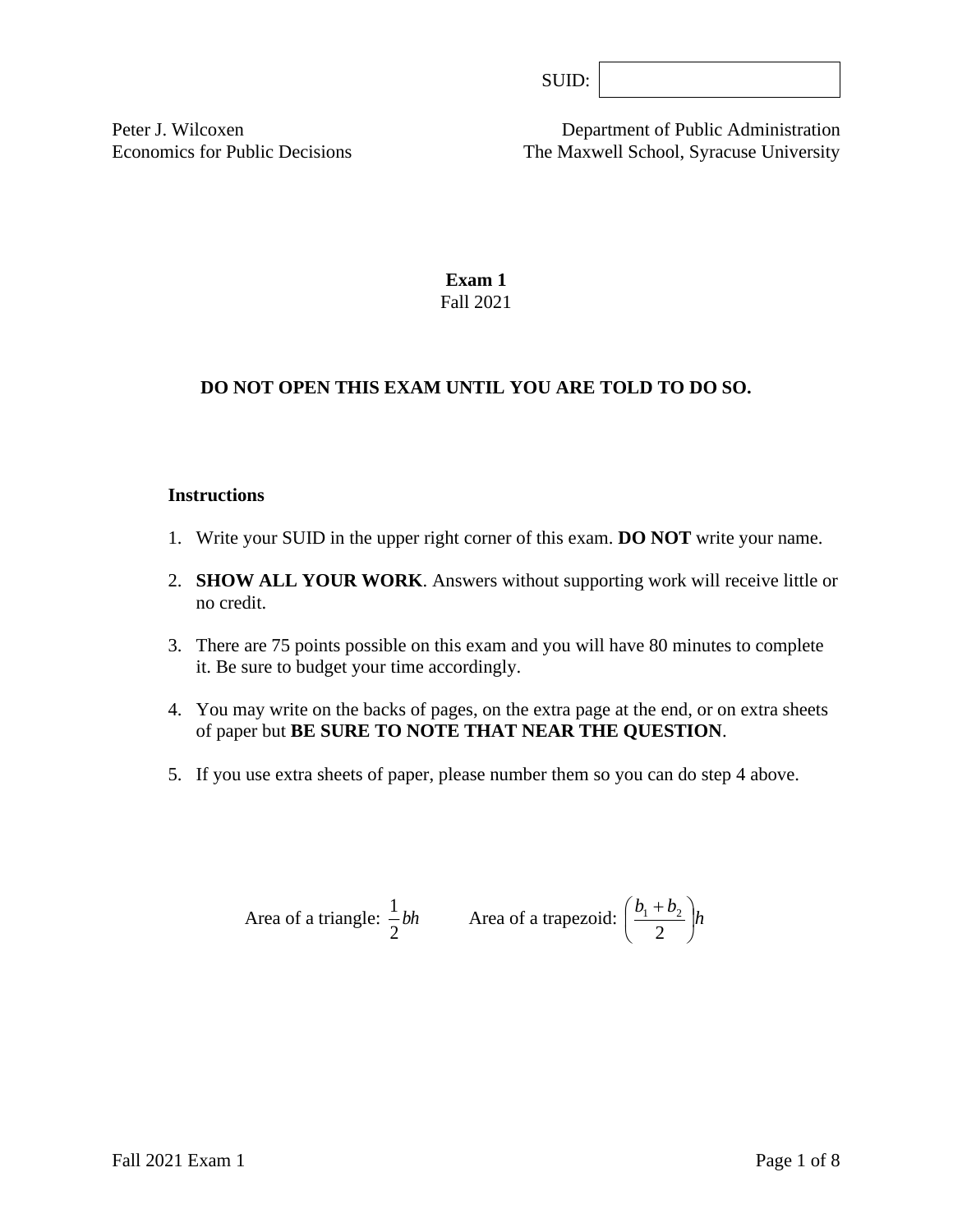SUID:

Peter J. Wilcoxen
Economics for Public Decisions

Department of Public Administration
The Maxwell School, Syracuse University

# Exam 1

Fall 2021

**DO NOT OPEN THIS EXAM UNTIL YOU ARE TOLD TO DO SO.**

**Instructions**

1. Write your SUID in the upper right corner of this exam. **DO NOT** write your name.
2. **SHOW ALL YOUR WORK**. Answers without supporting work will receive little or no credit.
3. There are 75 points possible on this exam and you will have 80 minutes to complete it. Be sure to budget your time accordingly.
4. You may write on the backs of pages, on the extra page at the end, or on extra sheets of paper but **BE SURE TO NOTE THAT NEAR THE QUESTION**.
5. If you use extra sheets of paper, please number them so you can do step 4 above.

Area of a triangle: $\frac{1}{2}bh$ Area of a trapezoid: $\left(\frac{b_1 + b_2}{2}\right)h$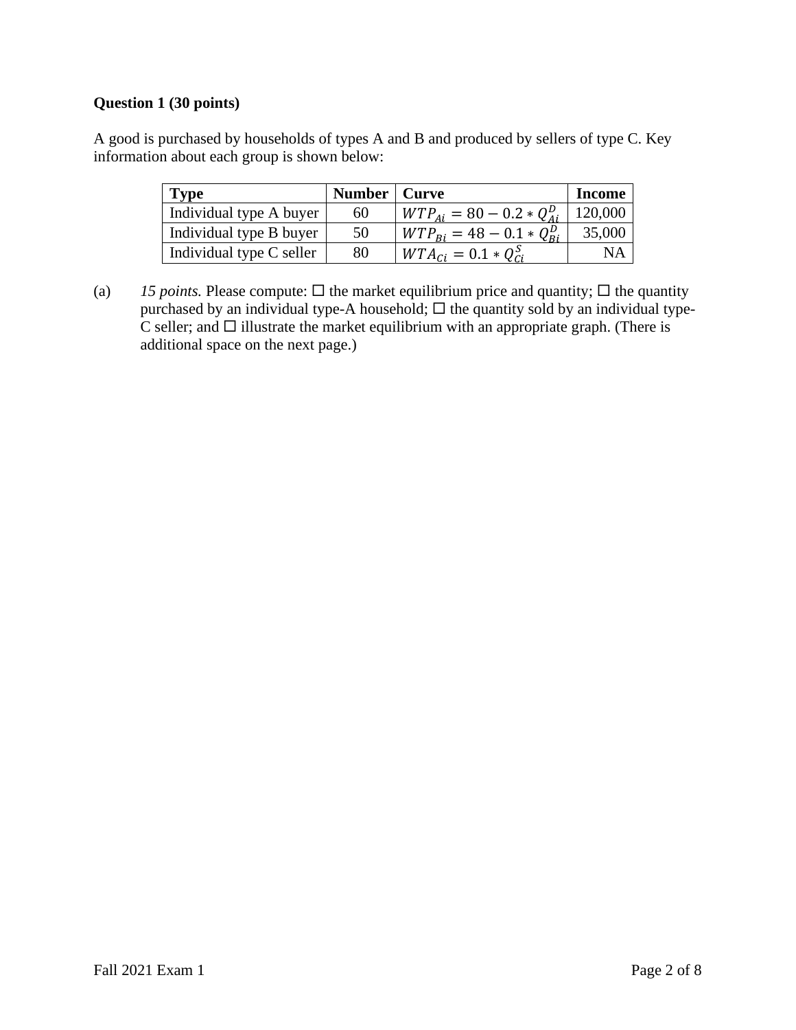**Question 1 (30 points)**

A good is purchased by households of types A and B and produced by sellers of type C. Key information about each group is shown below:

| Type | Number | Curve | Income |
|---|---|---|---|
| Individual type A buyer | 60 | $WTP_{Ai} = 80 - 0.2 * Q_{Ai}^{D}$ | 120,000 |
| Individual type B buyer | 50 | $WTP_{Bi} = 48 - 0.1 * Q_{Bi}^{D}$ | 35,000 |
| Individual type C seller | 80 | $WTA_{Ci} = 0.1 * Q_{Ci}^{S}$ | NA |

(a) *15 points.* Please compute: ☐ the market equilibrium price and quantity; ☐ the quantity purchased by an individual type-A household; ☐ the quantity sold by an individual type-C seller; and ☐ illustrate the market equilibrium with an appropriate graph. (There is additional space on the next page.)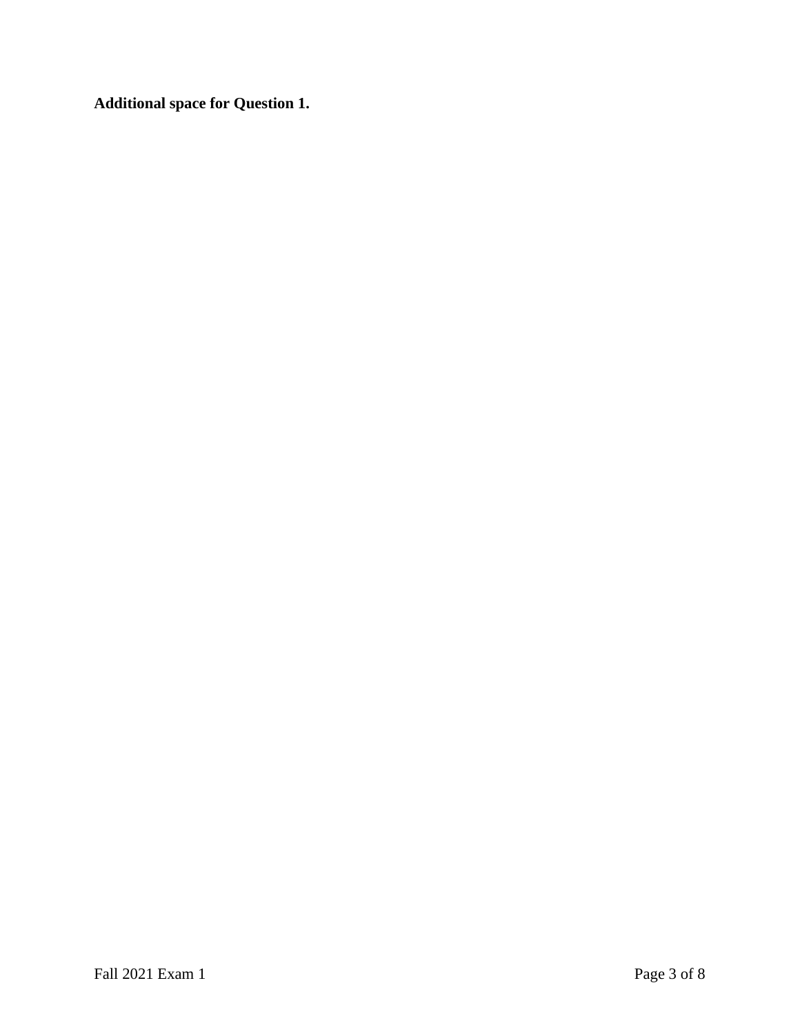**Additional space for Question 1.**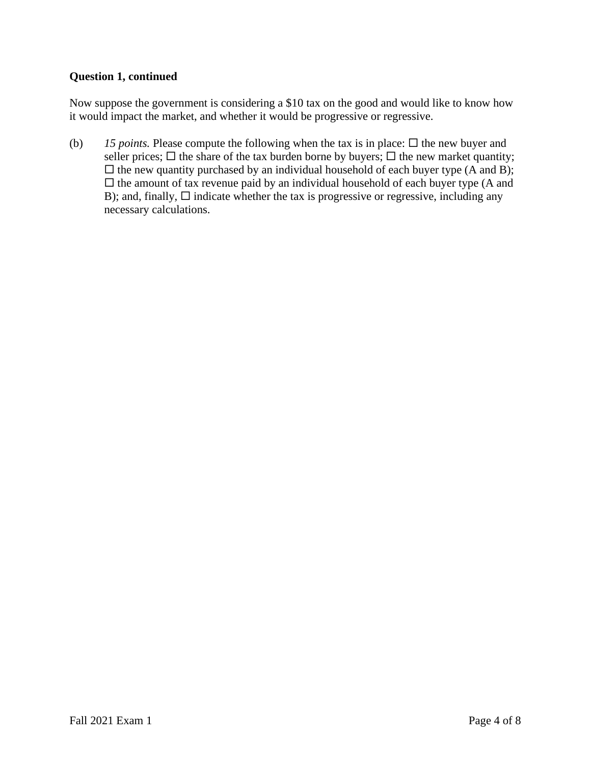**Question 1, continued**

Now suppose the government is considering a $10 tax on the good and would like to know how it would impact the market, and whether it would be progressive or regressive.

(b) *15 points.* Please compute the following when the tax is in place: ☐ the new buyer and seller prices; ☐ the share of the tax burden borne by buyers; ☐ the new market quantity; ☐ the new quantity purchased by an individual household of each buyer type (A and B); ☐ the amount of tax revenue paid by an individual household of each buyer type (A and B); and, finally, ☐ indicate whether the tax is progressive or regressive, including any necessary calculations.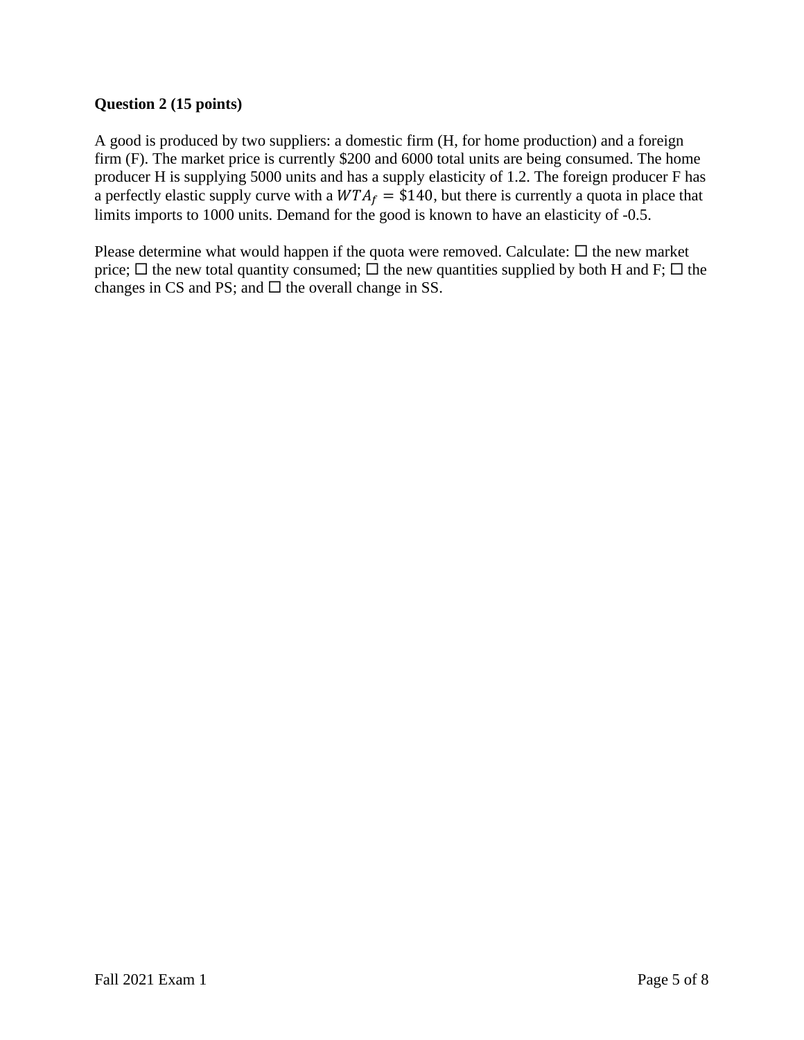**Question 2 (15 points)**

A good is produced by two suppliers: a domestic firm (H, for home production) and a foreign firm (F). The market price is currently \$200 and 6000 total units are being consumed. The home producer H is supplying 5000 units and has a supply elasticity of 1.2. The foreign producer F has a perfectly elastic supply curve with a $WTA_f = \$140$, but there is currently a quota in place that limits imports to 1000 units. Demand for the good is known to have an elasticity of -0.5.

Please determine what would happen if the quota were removed. Calculate: ☐ the new market price; ☐ the new total quantity consumed; ☐ the new quantities supplied by both H and F; ☐ the changes in CS and PS; and ☐ the overall change in SS.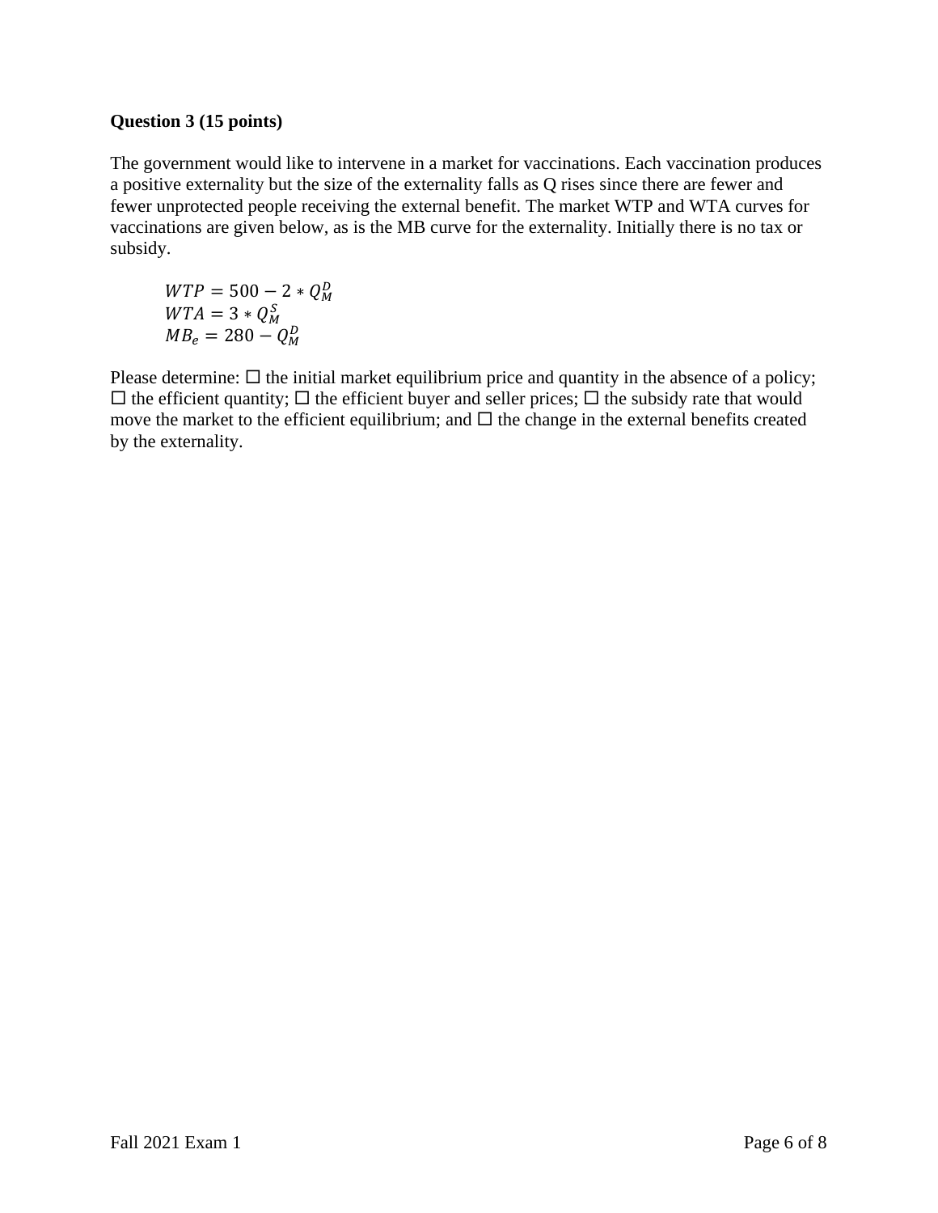**Question 3 (15 points)**

The government would like to intervene in a market for vaccinations. Each vaccination produces a positive externality but the size of the externality falls as Q rises since there are fewer and fewer unprotected people receiving the external benefit. The market WTP and WTA curves for vaccinations are given below, as is the MB curve for the externality. Initially there is no tax or subsidy.

$$WTP = 500 - 2 * Q_M^D$$
$$WTA = 3 * Q_M^S$$
$$MB_e = 280 - Q_M^D$$

Please determine: ☐ the initial market equilibrium price and quantity in the absence of a policy; ☐ the efficient quantity; ☐ the efficient buyer and seller prices; ☐ the subsidy rate that would move the market to the efficient equilibrium; and ☐ the change in the external benefits created by the externality.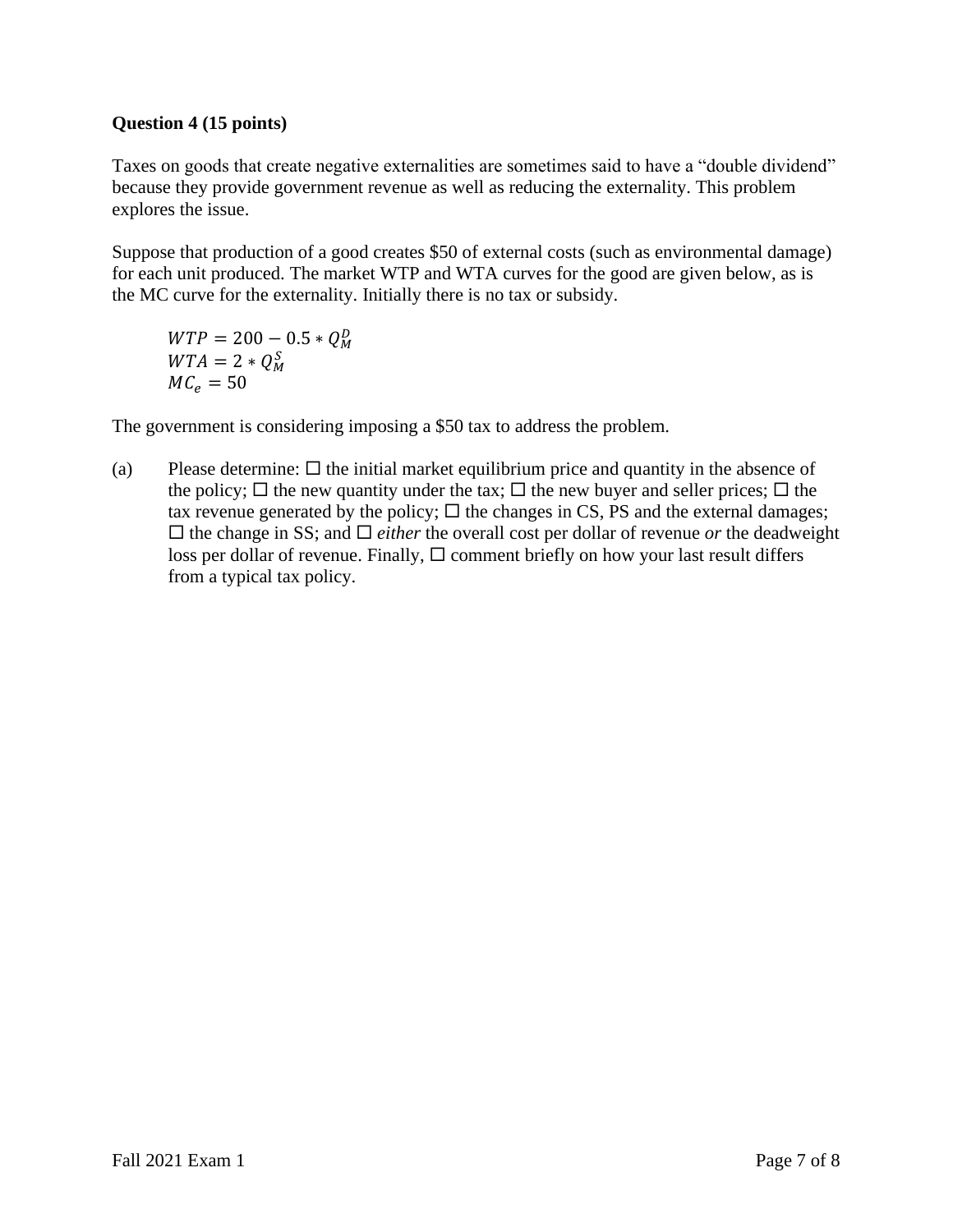**Question 4 (15 points)**

Taxes on goods that create negative externalities are sometimes said to have a "double dividend" because they provide government revenue as well as reducing the externality. This problem explores the issue.

Suppose that production of a good creates $50 of external costs (such as environmental damage) for each unit produced. The market WTP and WTA curves for the good are given below, as is the MC curve for the externality. Initially there is no tax or subsidy.

$$WTP = 200 - 0.5 * Q_M^D$$
$$WTA = 2 * Q_M^S$$
$$MC_e = 50$$

The government is considering imposing a $50 tax to address the problem.

(a) Please determine: ☐ the initial market equilibrium price and quantity in the absence of the policy; ☐ the new quantity under the tax; ☐ the new buyer and seller prices; ☐ the tax revenue generated by the policy; ☐ the changes in CS, PS and the external damages; ☐ the change in SS; and ☐ *either* the overall cost per dollar of revenue *or* the deadweight loss per dollar of revenue. Finally, ☐ comment briefly on how your last result differs from a typical tax policy.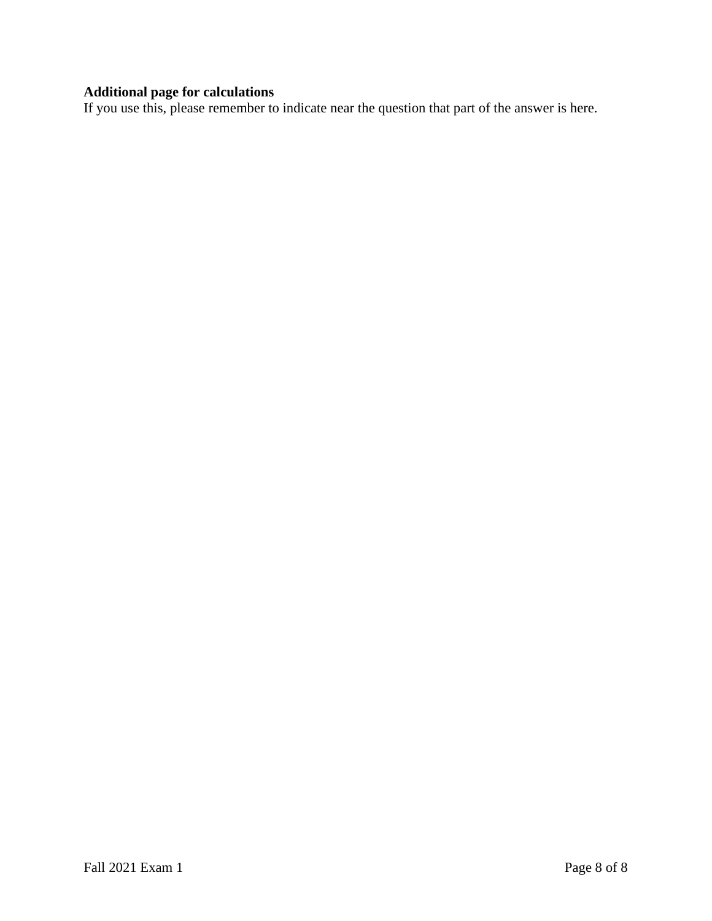**Additional page for calculations**

If you use this, please remember to indicate near the question that part of the answer is here.